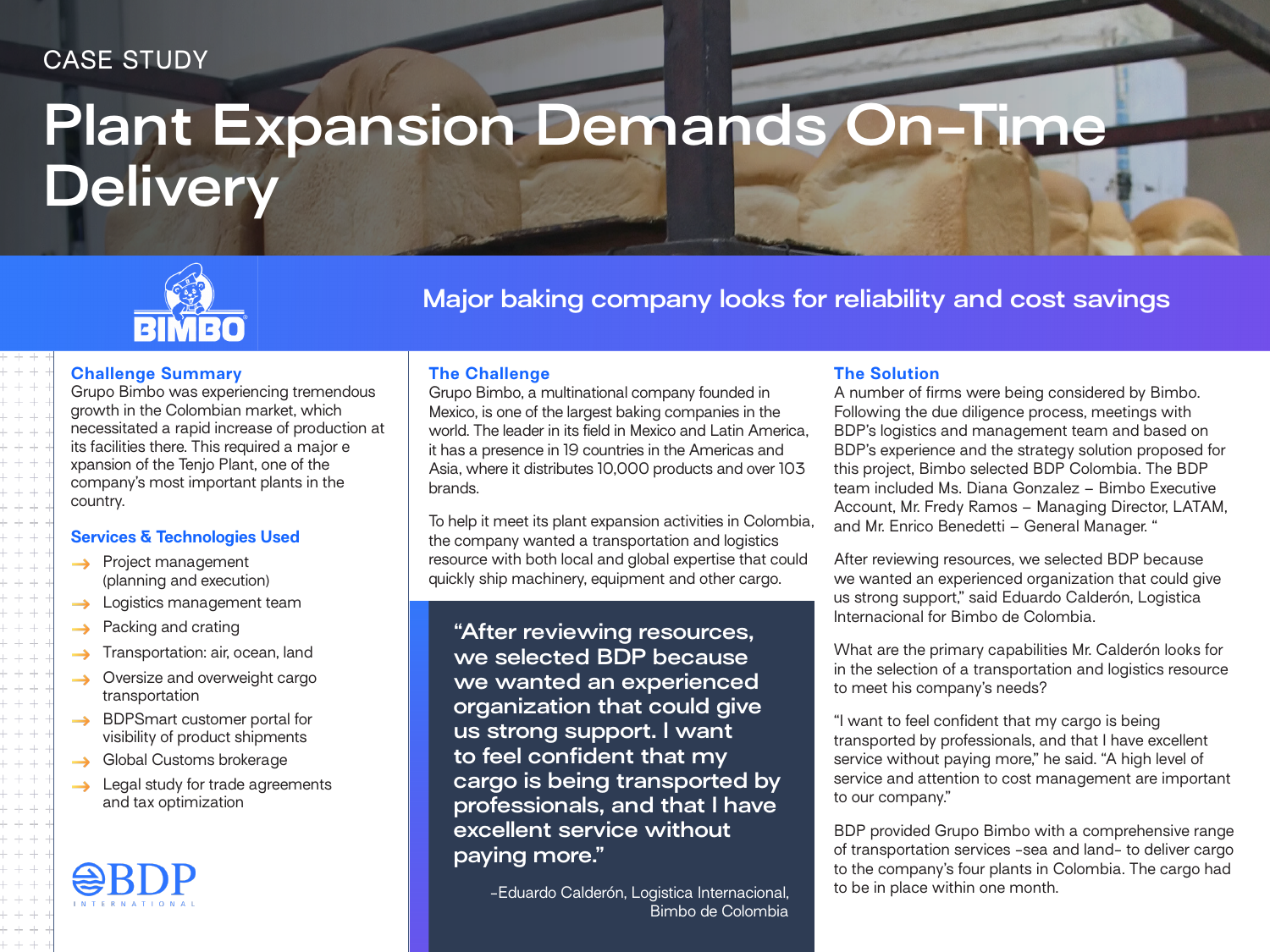CASE STUDY

# Plant Expansion Demands On-Time Delivery

## Major baking company looks for reliability and cost savings

### Challenge Summary

Grupo Bimbo was experiencing tremendous growth in the Colombian market, which necessitated a rapid increase of production at its facilities there. This required a major e xpansion of the Tenjo Plant, one of the company's most important plants in the country.

### Services & Technologies Used

- Project management (planning and execution)
- Logistics management team
- Packing and crating
- Transportation: air, ocean, land
- Oversize and overweight cargo transportation
- BDPSmart customer portal for visibility of product shipments
- Global Customs brokerage
- Legal study for trade agreements and tax optimization

### The Challenge

Grupo Bimbo, a multinational company founded in Mexico, is one of the largest baking companies in the world. The leader in its field in Mexico and Latin America, it has a presence in 19 countries in the Americas and Asia, where it distributes 10,000 products and over 103 brands.

To help it meet its plant expansion activities in Colombia, the company wanted a transportation and logistics resource with both local and global expertise that could quickly ship machinery, equipment and other cargo.

> "After reviewing resources, we selected BDP because we wanted an experienced organization that could give us strong support. I want to feel confident that my cargo is being transported by professionals, and that I have excellent service without paying more."
>
> -Eduardo Calderón, Logistica Internacional, Bimbo de Colombia

### The Solution

A number of firms were being considered by Bimbo. Following the due diligence process, meetings with BDP's logistics and management team and based on BDP's experience and the strategy solution proposed for this project, Bimbo selected BDP Colombia. The BDP team included Ms. Diana Gonzalez – Bimbo Executive Account, Mr. Fredy Ramos – Managing Director, LATAM, and Mr. Enrico Benedetti – General Manager. "

After reviewing resources, we selected BDP because we wanted an experienced organization that could give us strong support," said Eduardo Calderón, Logistica Internacional for Bimbo de Colombia.

What are the primary capabilities Mr. Calderón looks for in the selection of a transportation and logistics resource to meet his company's needs?

"I want to feel confident that my cargo is being transported by professionals, and that I have excellent service without paying more," he said. "A high level of service and attention to cost management are important to our company."

BDP provided Grupo Bimbo with a comprehensive range of transportation services -sea and land- to deliver cargo to the company's four plants in Colombia. The cargo had to be in place within one month.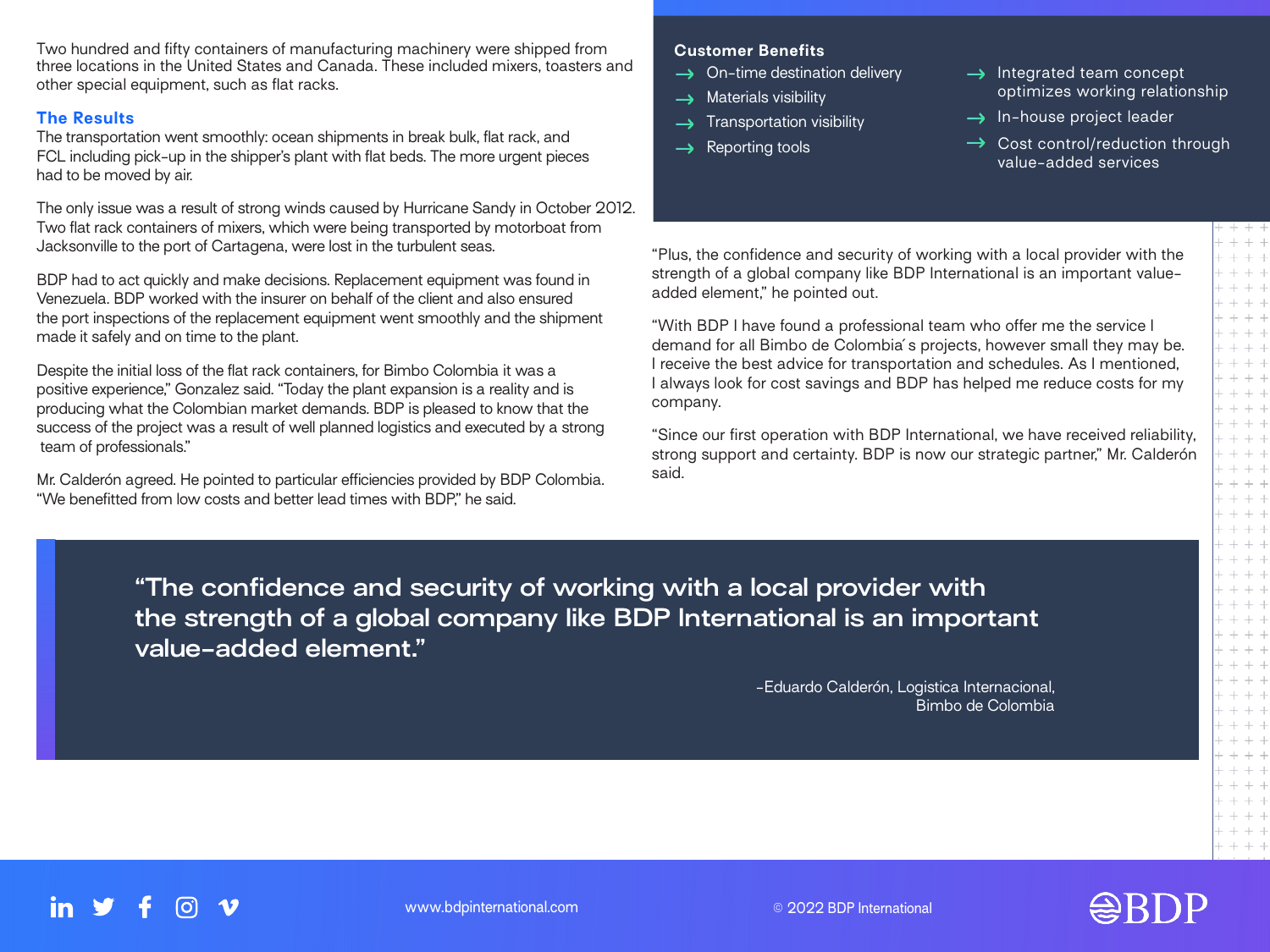Two hundred and fifty containers of manufacturing machinery were shipped from three locations in the United States and Canada. These included mixers, toasters and other special equipment, such as flat racks.

## The Results

The transportation went smoothly: ocean shipments in break bulk, flat rack, and FCL including pick-up in the shipper's plant with flat beds. The more urgent pieces had to be moved by air.

The only issue was a result of strong winds caused by Hurricane Sandy in October 2012. Two flat rack containers of mixers, which were being transported by motorboat from Jacksonville to the port of Cartagena, were lost in the turbulent seas.

BDP had to act quickly and make decisions. Replacement equipment was found in Venezuela. BDP worked with the insurer on behalf of the client and also ensured the port inspections of the replacement equipment went smoothly and the shipment made it safely and on time to the plant.

Despite the initial loss of the flat rack containers, for Bimbo Colombia it was a positive experience," Gonzalez said. "Today the plant expansion is a reality and is producing what the Colombian market demands. BDP is pleased to know that the success of the project was a result of well planned logistics and executed by a strong team of professionals."

Mr. Calderón agreed. He pointed to particular efficiencies provided by BDP Colombia. "We benefitted from low costs and better lead times with BDP," he said.

### Customer Benefits

- On-time destination delivery
- Materials visibility
- Transportation visibility
- Reporting tools
- Integrated team concept optimizes working relationship
- In-house project leader
- Cost control/reduction through value-added services

"Plus, the confidence and security of working with a local provider with the strength of a global company like BDP International is an important value-added element," he pointed out.

"With BDP I have found a professional team who offer me the service I demand for all Bimbo de Colombia´s projects, however small they may be. I receive the best advice for transportation and schedules. As I mentioned, I always look for cost savings and BDP has helped me reduce costs for my company.

"Since our first operation with BDP International, we have received reliability, strong support and certainty. BDP is now our strategic partner," Mr. Calderón said.

> **"The confidence and security of working with a local provider with the strength of a global company like BDP International is an important value-added element."**
>
> -Eduardo Calderón, Logistica Internacional, Bimbo de Colombia

www.bdpinternational.com

© 2022 BDP International